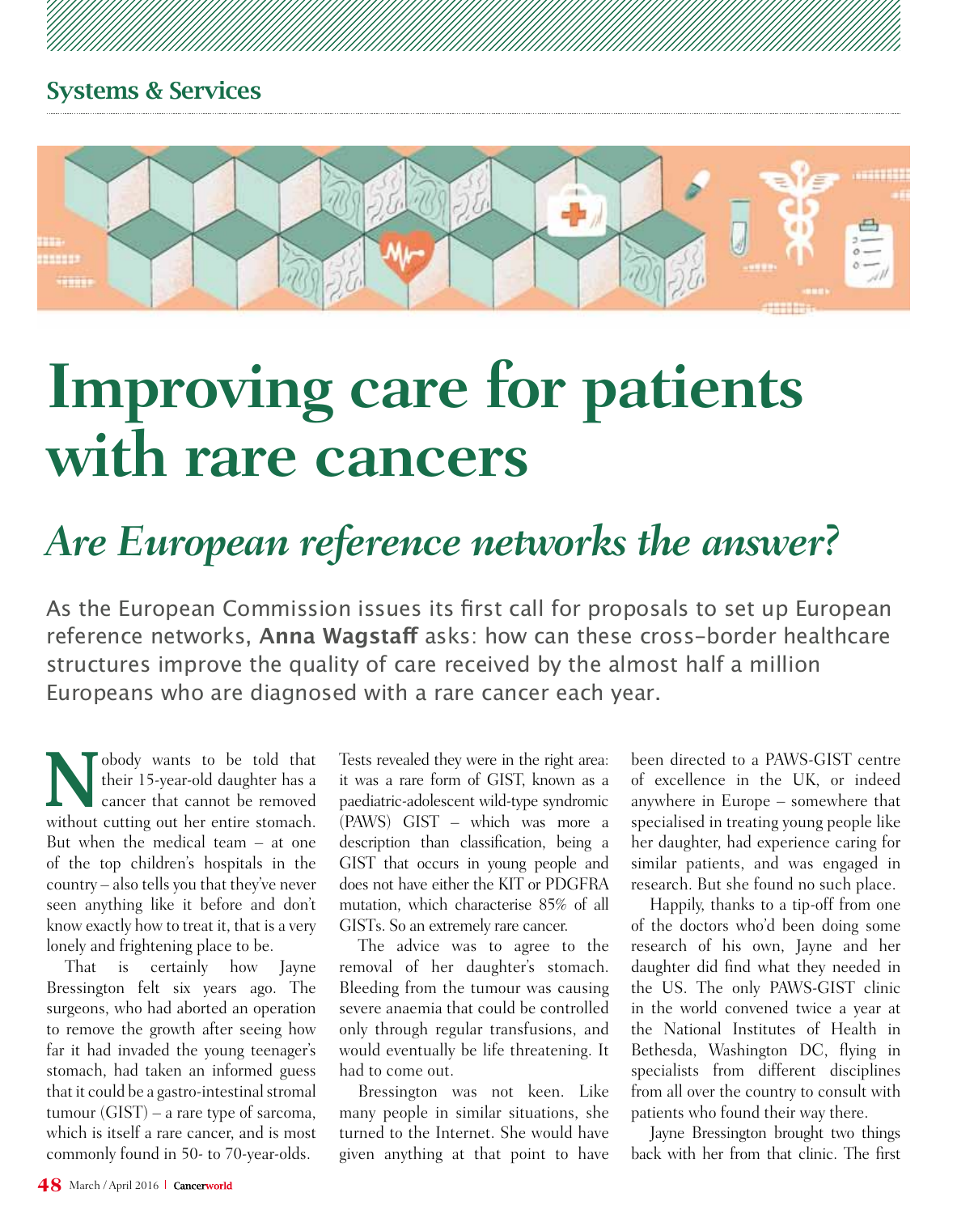Systems & Services

# Improving care for patients with rare cancers

## *Are European reference networks the answer?*

As the European Commission issues its first call for proposals to set up European reference networks, **Anna Wagstaff** asks: how can these cross-border healthcare structures improve the quality of care received by the almost half a million Europeans who are diagnosed with a rare cancer each year.

Nobody wants to be told that their 15-year-old daughter has a cancer that cannot be removed without cutting out her entire stomach. But when the medical team – at one of the top children's hospitals in the country – also tells you that they've never seen anything like it before and don't know exactly how to treat it, that is a very lonely and frightening place to be.

That is certainly how Jayne Bressington felt six years ago. The surgeons, who had aborted an operation to remove the growth after seeing how far it had invaded the young teenager's stomach, had taken an informed guess that it could be a gastro-intestinal stromal tumour (GIST) – a rare type of sarcoma, which is itself a rare cancer, and is most commonly found in 50- to 70-year-olds.

Tests revealed they were in the right area: it was a rare form of GIST, known as a paediatric-adolescent wild-type syndromic (PAWS) GIST – which was more a description than classification, being a GIST that occurs in young people and does not have either the KIT or PDGFRA mutation, which characterise 85% of all GISTs. So an extremely rare cancer.

The advice was to agree to the removal of her daughter's stomach. Bleeding from the tumour was causing severe anaemia that could be controlled only through regular transfusions, and would eventually be life threatening. It had to come out.

Bressington was not keen. Like many people in similar situations, she turned to the Internet. She would have given anything at that point to have been directed to a PAWS-GIST centre of excellence in the UK, or indeed anywhere in Europe – somewhere that specialised in treating young people like her daughter, had experience caring for similar patients, and was engaged in research. But she found no such place.

Happily, thanks to a tip-off from one of the doctors who'd been doing some research of his own, Jayne and her daughter did find what they needed in the US. The only PAWS-GIST clinic in the world convened twice a year at the National Institutes of Health in Bethesda, Washington DC, flying in specialists from different disciplines from all over the country to consult with patients who found their way there.

Jayne Bressington brought two things back with her from that clinic. The first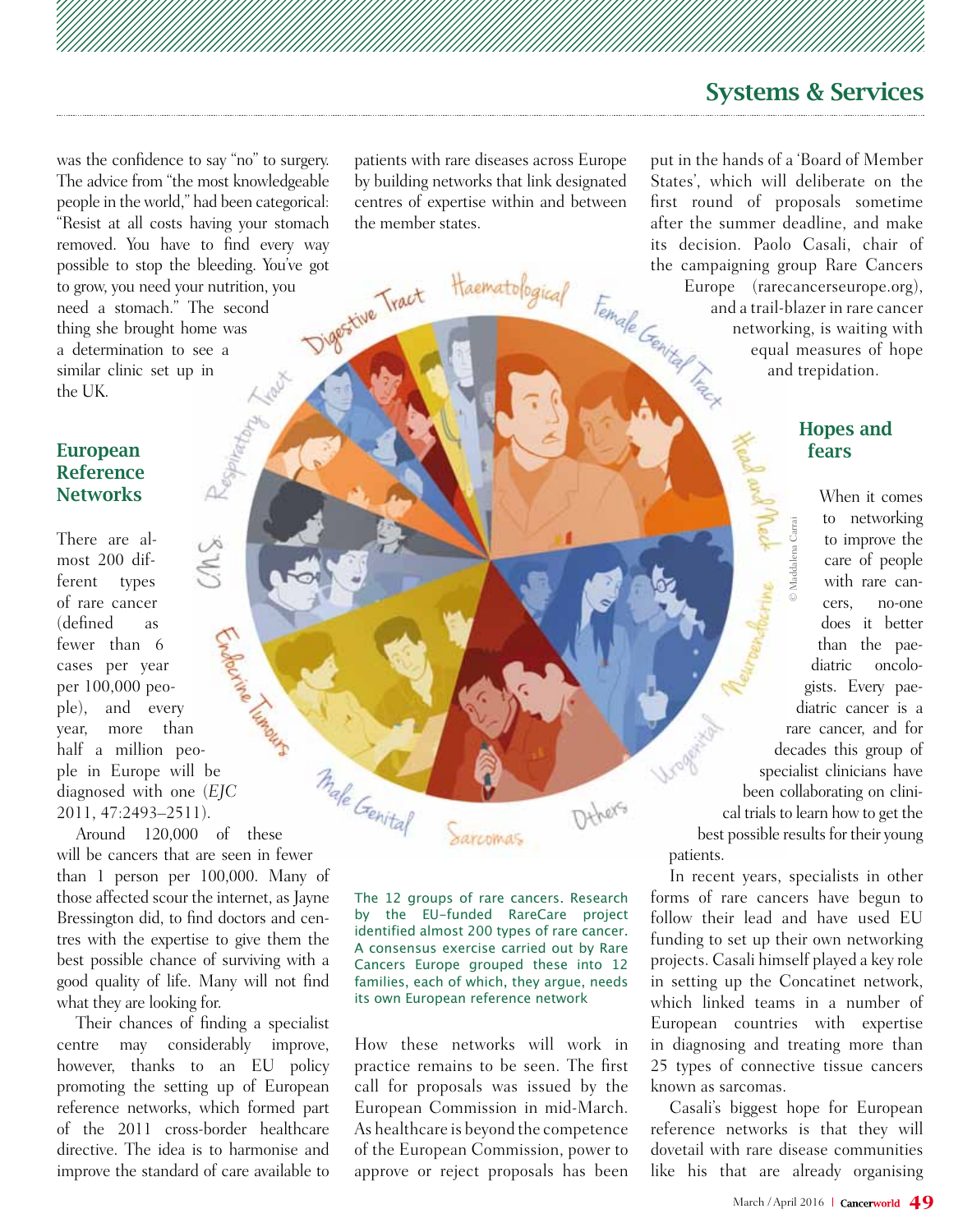was the confidence to say "no" to surgery. The advice from "the most knowledgeable people in the world," had been categorical: "Resist at all costs having your stomach removed. You have to find every way possible to stop the bleeding. You've got to grow, you need your nutrition, you need a stomach." The second thing she brought home was a determination to see a similar clinic set up in the UK.

## European Reference Networks

There are almost 200 different types of rare cancer (defined as fewer than 6 cases per year per 100,000 people), and every year, more than half a million people in Europe will be diagnosed with one (*EJC* 2011, 47:2493–2511).

Around 120,000 of these will be cancers that are seen in fewer than 1 person per 100,000. Many of those affected scour the internet, as Jayne Bressington did, to find doctors and centres with the expertise to give them the best possible chance of surviving with a good quality of life. Many will not find what they are looking for.

Their chances of finding a specialist centre may considerably improve, however, thanks to an EU policy promoting the setting up of European reference networks, which formed part of the 2011 cross-border healthcare directive. The idea is to harmonise and improve the standard of care available to patients with rare diseases across Europe by building networks that link designated centres of expertise within and between the member states.

The 12 groups of rare cancers. Research by the EU-funded RareCare project identified almost 200 types of rare cancer. A consensus exercise carried out by Rare Cancers Europe grouped these into 12 families, each of which, they argue, needs its own European reference network

How these networks will work in practice remains to be seen. The first call for proposals was issued by the European Commission in mid-March. As healthcare is beyond the competence of the European Commission, power to approve or reject proposals has been put in the hands of a 'Board of Member States', which will deliberate on the first round of proposals sometime after the summer deadline, and make its decision. Paolo Casali, chair of the campaigning group Rare Cancers Europe (rarecancerseurope.org), and a trail-blazer in rare cancer networking, is waiting with equal measures of hope and trepidation.

## Hopes and fears

When it comes to networking to improve the care of people with rare cancers, no-one does it better than the paediatric oncologists. Every paediatric cancer is a rare cancer, and for decades this group of specialist clinicians have been collaborating on clinical trials to learn how to get the best possible results for their young patients.

In recent years, specialists in other forms of rare cancers have begun to follow their lead and have used EU funding to set up their own networking projects. Casali himself played a key role in setting up the Concatinet network, which linked teams in a number of European countries with expertise in diagnosing and treating more than 25 types of connective tissue cancers known as sarcomas.

Casali's biggest hope for European reference networks is that they will dovetail with rare disease communities like his that are already organising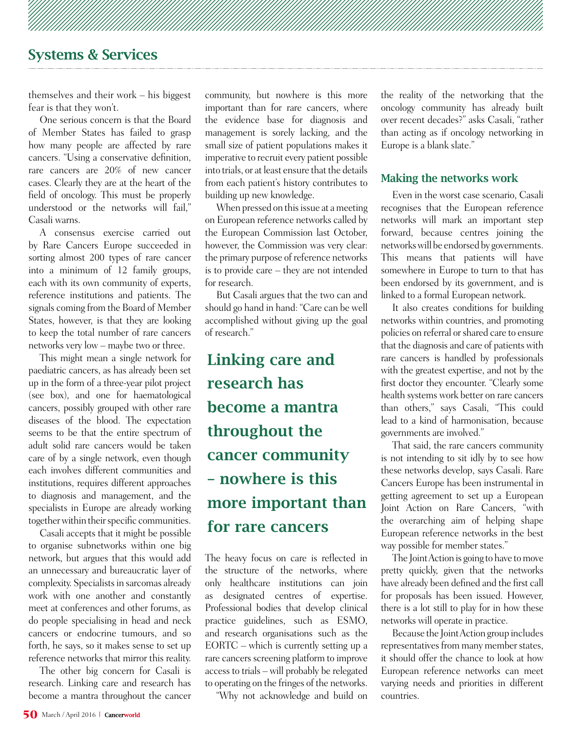themselves and their work – his biggest fear is that they won't.

One serious concern is that the Board of Member States has failed to grasp how many people are affected by rare cancers. "Using a conservative definition, rare cancers are 20% of new cancer cases. Clearly they are at the heart of the field of oncology. This must be properly understood or the networks will fail," Casali warns.

A consensus exercise carried out by Rare Cancers Europe succeeded in sorting almost 200 types of rare cancer into a minimum of 12 family groups, each with its own community of experts, reference institutions and patients. The signals coming from the Board of Member States, however, is that they are looking to keep the total number of rare cancers networks very low – maybe two or three.

This might mean a single network for paediatric cancers, as has already been set up in the form of a three-year pilot project (see box), and one for haematological cancers, possibly grouped with other rare diseases of the blood. The expectation seems to be that the entire spectrum of adult solid rare cancers would be taken care of by a single network, even though each involves different communities and institutions, requires different approaches to diagnosis and management, and the specialists in Europe are already working together within their specific communities.

Casali accepts that it might be possible to organise subnetworks within one big network, but argues that this would add an unnecessary and bureaucratic layer of complexity. Specialists in sarcomas already work with one another and constantly meet at conferences and other forums, as do people specialising in head and neck cancers or endocrine tumours, and so forth, he says, so it makes sense to set up reference networks that mirror this reality.

The other big concern for Casali is research. Linking care and research has become a mantra throughout the cancer community, but nowhere is this more important than for rare cancers, where the evidence base for diagnosis and management is sorely lacking, and the small size of patient populations makes it imperative to recruit every patient possible into trials, or at least ensure that the details from each patient's history contributes to building up new knowledge.

When pressed on this issue at a meeting on European reference networks called by the European Commission last October, however, the Commission was very clear: the primary purpose of reference networks is to provide care – they are not intended for research.

But Casali argues that the two can and should go hand in hand: "Care can be well accomplished without giving up the goal of research."

**Linking care and research has become a mantra throughout the cancer community – nowhere is this more important than for rare cancers**

The heavy focus on care is reflected in the structure of the networks, where only healthcare institutions can join as designated centres of expertise. Professional bodies that develop clinical practice guidelines, such as ESMO, and research organisations such as the EORTC – which is currently setting up a rare cancers screening platform to improve access to trials – will probably be relegated to operating on the fringes of the networks.

"Why not acknowledge and build on the reality of the networking that the oncology community has already built over recent decades?" asks Casali, "rather than acting as if oncology networking in Europe is a blank slate."

## Making the networks work

Even in the worst case scenario, Casali recognises that the European reference networks will mark an important step forward, because centres joining the networks will be endorsed by governments. This means that patients will have somewhere in Europe to turn to that has been endorsed by its government, and is linked to a formal European network.

It also creates conditions for building networks within countries, and promoting policies on referral or shared care to ensure that the diagnosis and care of patients with rare cancers is handled by professionals with the greatest expertise, and not by the first doctor they encounter. "Clearly some health systems work better on rare cancers than others," says Casali, "This could lead to a kind of harmonisation, because governments are involved."

That said, the rare cancers community is not intending to sit idly by to see how these networks develop, says Casali. Rare Cancers Europe has been instrumental in getting agreement to set up a European Joint Action on Rare Cancers, "with the overarching aim of helping shape European reference networks in the best way possible for member states."

The Joint Action is going to have to move pretty quickly, given that the networks have already been defined and the first call for proposals has been issued. However, there is a lot still to play for in how these networks will operate in practice.

Because the Joint Action group includes representatives from many member states, it should offer the chance to look at how European reference networks can meet varying needs and priorities in different countries.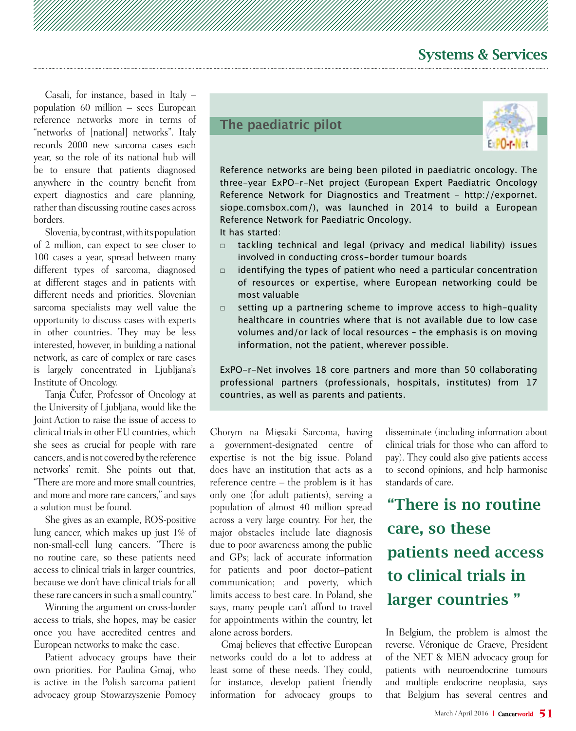Casali, for instance, based in Italy – population 60 million – sees European reference networks more in terms of "networks of [national] networks". Italy records 2000 new sarcoma cases each year, so the role of its national hub will be to ensure that patients diagnosed anywhere in the country benefit from expert diagnostics and care planning, rather than discussing routine cases across borders.

Slovenia, by contrast, with its population of 2 million, can expect to see closer to 100 cases a year, spread between many different types of sarcoma, diagnosed at different stages and in patients with different needs and priorities. Slovenian sarcoma specialists may well value the opportunity to discuss cases with experts in other countries. They may be less interested, however, in building a national network, as care of complex or rare cases is largely concentrated in Ljubljana's Institute of Oncology.

Tanja Čufer, Professor of Oncology at the University of Ljubljana, would like the Joint Action to raise the issue of access to clinical trials in other EU countries, which she sees as crucial for people with rare cancers, and is not covered by the reference networks' remit. She points out that, "There are more and more small countries, and more and more rare cancers," and says a solution must be found.

She gives as an example, ROS-positive lung cancer, which makes up just 1% of non-small-cell lung cancers. "There is no routine care, so these patients need access to clinical trials in larger countries, because we don't have clinical trials for all these rare cancers in such a small country."

Winning the argument on cross-border access to trials, she hopes, may be easier once you have accredited centres and European networks to make the case.

Patient advocacy groups have their own priorities. For Paulina Gmaj, who is active in the Polish sarcoma patient advocacy group Stowarzyszenie Pomocy Chorym na Mięsaki Sarcoma, having a government-designated centre of expertise is not the big issue. Poland does have an institution that acts as a reference centre – the problem is it has only one (for adult patients), serving a population of almost 40 million spread across a very large country. For her, the major obstacles include late diagnosis due to poor awareness among the public and GPs; lack of accurate information for patients and poor doctor–patient communication; and poverty, which limits access to best care. In Poland, she says, many people can't afford to travel for appointments within the country, let alone across borders.

Gmaj believes that effective European networks could do a lot to address at least some of these needs. They could, for instance, develop patient friendly information for advocacy groups to disseminate (including information about clinical trials for those who can afford to pay). They could also give patients access to second opinions, and help harmonise standards of care.

> **"There is no routine care, so these patients need access to clinical trials in larger countries"**

In Belgium, the problem is almost the reverse. Véronique de Graeve, President of the NET & MEN advocacy group for patients with neuroendocrine tumours and multiple endocrine neoplasia, says that Belgium has several centres and

---

## The paediatric pilot

Reference networks are being been piloted in paediatric oncology. The three-year ExPO-r-Net project (European Expert Paediatric Oncology Reference Network for Diagnostics and Treatment – http://expornet.siope.comsbox.com/), was launched in 2014 to build a European Reference Network for Paediatric Oncology.

It has started:

- tackling technical and legal (privacy and medical liability) issues involved in conducting cross-border tumour boards
- identifying the types of patient who need a particular concentration of resources or expertise, where European networking could be most valuable
- setting up a partnering scheme to improve access to high-quality healthcare in countries where that is not available due to low case volumes and/or lack of local resources – the emphasis is on moving information, not the patient, wherever possible.

ExPO-r-Net involves 18 core partners and more than 50 collaborating professional partners (professionals, hospitals, institutes) from 17 countries, as well as parents and patients.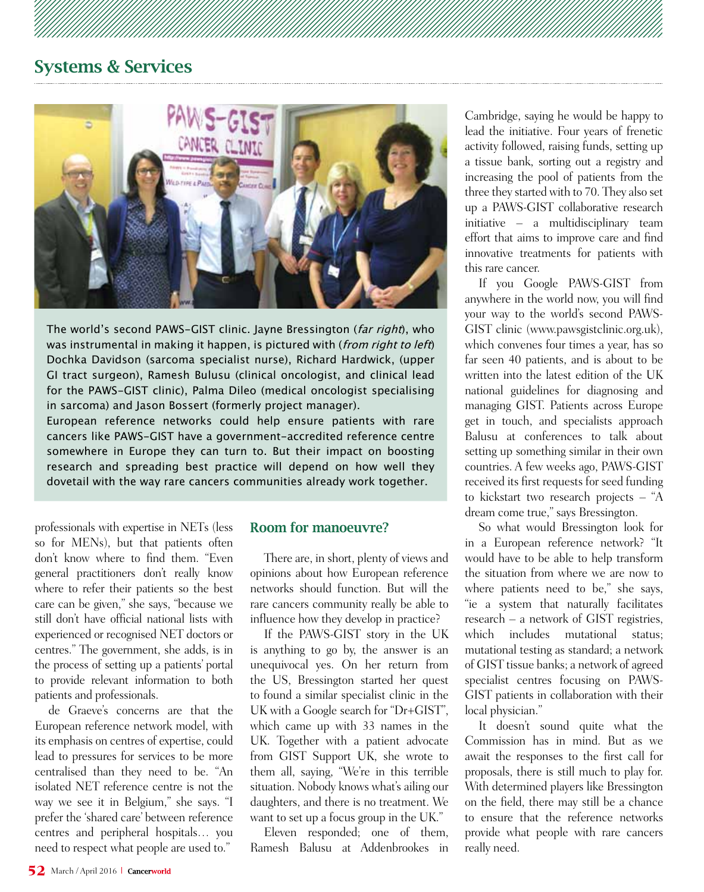## Systems & Services

The world's second PAWS-GIST clinic. Jayne Bressington (*far right*), who was instrumental in making it happen, is pictured with (*from right to left*) Dochka Davidson (sarcoma specialist nurse), Richard Hardwick, (upper GI tract surgeon), Ramesh Bulusu (clinical oncologist, and clinical lead for the PAWS-GIST clinic), Palma Dileo (medical oncologist specialising in sarcoma) and Jason Bossert (formerly project manager).

European reference networks could help ensure patients with rare cancers like PAWS-GIST have a government-accredited reference centre somewhere in Europe they can turn to. But their impact on boosting research and spreading best practice will depend on how well they dovetail with the way rare cancers communities already work together.

professionals with expertise in NETs (less so for MENs), but that patients often don't know where to find them. "Even general practitioners don't really know where to refer their patients so the best care can be given," she says, "because we still don't have official national lists with experienced or recognised NET doctors or centres." The government, she adds, is in the process of setting up a patients' portal to provide relevant information to both patients and professionals.

de Graeve's concerns are that the European reference network model, with its emphasis on centres of expertise, could lead to pressures for services to be more centralised than they need to be. "An isolated NET reference centre is not the way we see it in Belgium," she says. "I prefer the 'shared care' between reference centres and peripheral hospitals… you need to respect what people are used to."

### Room for manoeuvre?

There are, in short, plenty of views and opinions about how European reference networks should function. But will the rare cancers community really be able to influence how they develop in practice?

If the PAWS-GIST story in the UK is anything to go by, the answer is an unequivocal yes. On her return from the US, Bressington started her quest to found a similar specialist clinic in the UK with a Google search for "Dr+GIST", which came up with 33 names in the UK. Together with a patient advocate from GIST Support UK, she wrote to them all, saying, "We're in this terrible situation. Nobody knows what's ailing our daughters, and there is no treatment. We want to set up a focus group in the UK."

Eleven responded; one of them, Ramesh Balusu at Addenbrookes in Cambridge, saying he would be happy to lead the initiative. Four years of frenetic activity followed, raising funds, setting up a tissue bank, sorting out a registry and increasing the pool of patients from the three they started with to 70. They also set up a PAWS-GIST collaborative research initiative – a multidisciplinary team effort that aims to improve care and find innovative treatments for patients with this rare cancer.

If you Google PAWS-GIST from anywhere in the world now, you will find your way to the world's second PAWS-GIST clinic (www.pawsgistclinic.org.uk), which convenes four times a year, has so far seen 40 patients, and is about to be written into the latest edition of the UK national guidelines for diagnosing and managing GIST. Patients across Europe get in touch, and specialists approach Balusu at conferences to talk about setting up something similar in their own countries. A few weeks ago, PAWS-GIST received its first requests for seed funding to kickstart two research projects – "A dream come true," says Bressington.

So what would Bressington look for in a European reference network? "It would have to be able to help transform the situation from where we are now to where patients need to be," she says, "ie a system that naturally facilitates research – a network of GIST registries, which includes mutational status; mutational testing as standard; a network of GIST tissue banks; a network of agreed specialist centres focusing on PAWS-GIST patients in collaboration with their local physician."

It doesn't sound quite what the Commission has in mind. But as we await the responses to the first call for proposals, there is still much to play for. With determined players like Bressington on the field, there may still be a chance to ensure that the reference networks provide what people with rare cancers really need.